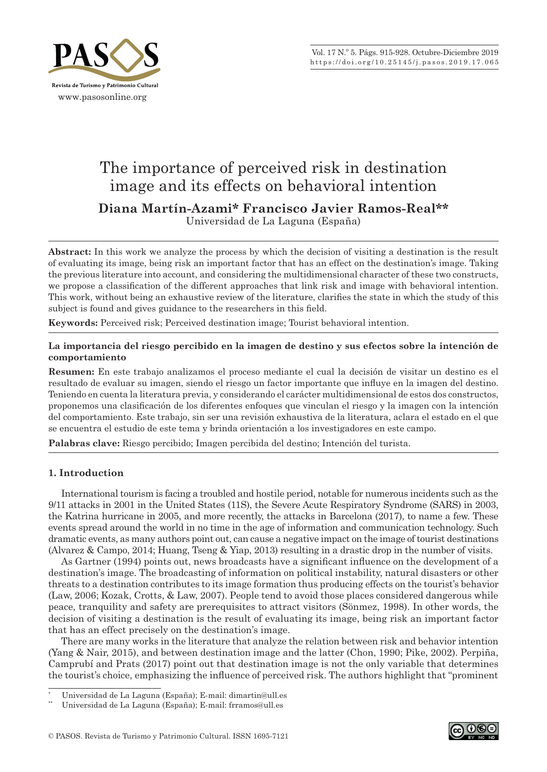# The importance of perceived risk in destination image and its effects on behavioral intention

**Diana Martín-Azami* Francisco Javier Ramos-Real****

Universidad de La Laguna (España)

**Abstract:** In this work we analyze the process by which the decision of visiting a destination is the result of evaluating its image, being risk an important factor that has an effect on the destination's image. Taking the previous literature into account, and considering the multidimensional character of these two constructs, we propose a classification of the different approaches that link risk and image with behavioral intention. This work, without being an exhaustive review of the literature, clarifies the state in which the study of this subject is found and gives guidance to the researchers in this field.

**Keywords:** Perceived risk; Perceived destination image; Tourist behavioral intention.

**La importancia del riesgo percibido en la imagen de destino y sus efectos sobre la intención de comportamiento**

**Resumen:** En este trabajo analizamos el proceso mediante el cual la decisión de visitar un destino es el resultado de evaluar su imagen, siendo el riesgo un factor importante que influye en la imagen del destino. Teniendo en cuenta la literatura previa, y considerando el carácter multidimensional de estos dos constructos, proponemos una clasificación de los diferentes enfoques que vinculan el riesgo y la imagen con la intención del comportamiento. Este trabajo, sin ser una revisión exhaustiva de la literatura, aclara el estado en el que se encuentra el estudio de este tema y brinda orientación a los investigadores en este campo.

**Palabras clave:** Riesgo percibido; Imagen percibida del destino; Intención del turista.

## 1. Introduction

International tourism is facing a troubled and hostile period, notable for numerous incidents such as the 9/11 attacks in 2001 in the United States (11S), the Severe Acute Respiratory Syndrome (SARS) in 2003, the Katrina hurricane in 2005, and more recently, the attacks in Barcelona (2017), to name a few. These events spread around the world in no time in the age of information and communication technology. Such dramatic events, as many authors point out, can cause a negative impact on the image of tourist destinations (Alvarez & Campo, 2014; Huang, Tseng & Yiap, 2013) resulting in a drastic drop in the number of visits.

As Gartner (1994) points out, news broadcasts have a significant influence on the development of a destination's image. The broadcasting of information on political instability, natural disasters or other threats to a destination contributes to its image formation thus producing effects on the tourist's behavior (Law, 2006; Kozak, Crotts, & Law, 2007). People tend to avoid those places considered dangerous while peace, tranquility and safety are prerequisites to attract visitors (Sönmez, 1998). In other words, the decision of visiting a destination is the result of evaluating its image, being risk an important factor that has an effect precisely on the destination's image.

There are many works in the literature that analyze the relation between risk and behavior intention (Yang & Nair, 2015), and between destination image and the latter (Chon, 1990; Pike, 2002). Perpiña, Camprubí and Prats (2017) point out that destination image is not the only variable that determines the tourist's choice, emphasizing the influence of perceived risk. The authors highlight that "prominent

---

* Universidad de La Laguna (España); E-mail: dimartin@ull.es

** Universidad de La Laguna (España); E-mail: frramos@ull.es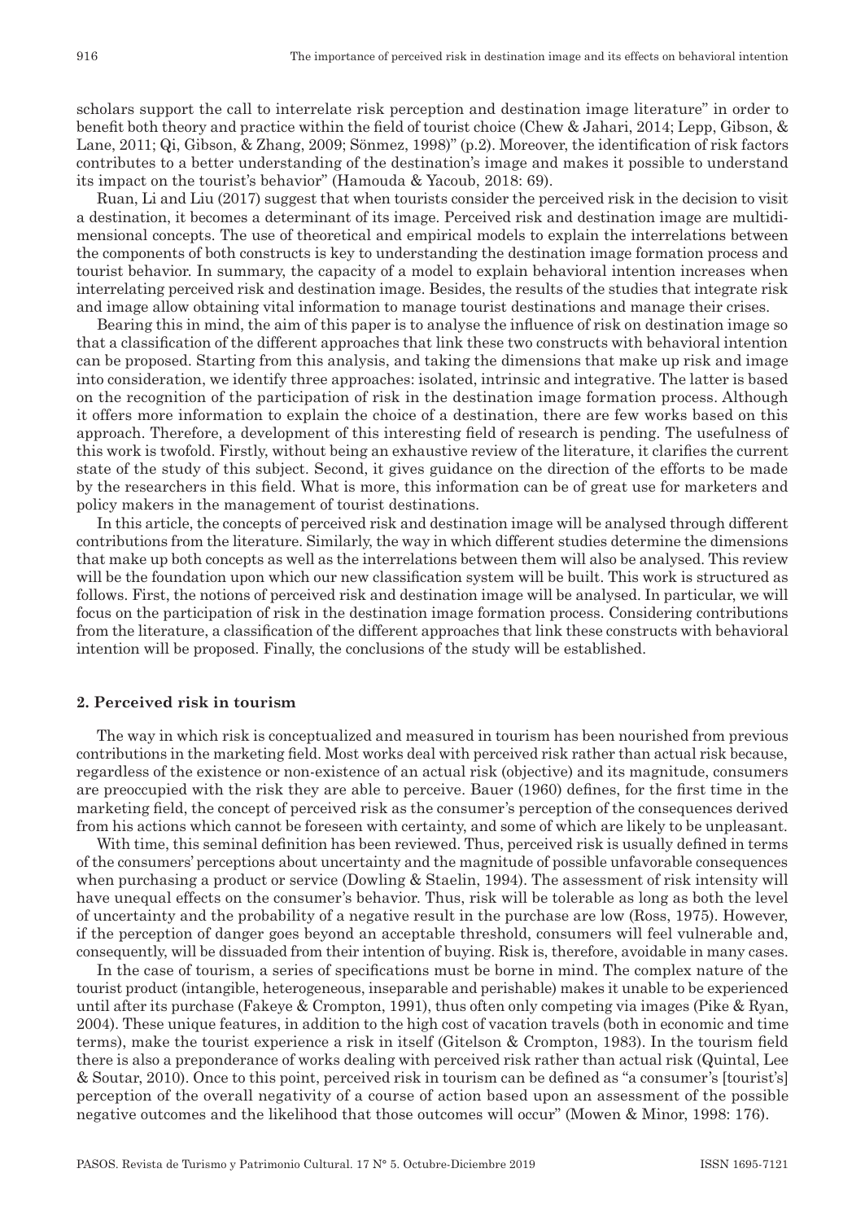scholars support the call to interrelate risk perception and destination image literature" in order to benefit both theory and practice within the field of tourist choice (Chew & Jahari, 2014; Lepp, Gibson, & Lane, 2011; Qi, Gibson, & Zhang, 2009; Sönmez, 1998)" (p.2). Moreover, the identification of risk factors contributes to a better understanding of the destination's image and makes it possible to understand its impact on the tourist's behavior" (Hamouda & Yacoub, 2018: 69).

Ruan, Li and Liu (2017) suggest that when tourists consider the perceived risk in the decision to visit a destination, it becomes a determinant of its image. Perceived risk and destination image are multidimensional concepts. The use of theoretical and empirical models to explain the interrelations between the components of both constructs is key to understanding the destination image formation process and tourist behavior. In summary, the capacity of a model to explain behavioral intention increases when interrelating perceived risk and destination image. Besides, the results of the studies that integrate risk and image allow obtaining vital information to manage tourist destinations and manage their crises.

Bearing this in mind, the aim of this paper is to analyse the influence of risk on destination image so that a classification of the different approaches that link these two constructs with behavioral intention can be proposed. Starting from this analysis, and taking the dimensions that make up risk and image into consideration, we identify three approaches: isolated, intrinsic and integrative. The latter is based on the recognition of the participation of risk in the destination image formation process. Although it offers more information to explain the choice of a destination, there are few works based on this approach. Therefore, a development of this interesting field of research is pending. The usefulness of this work is twofold. Firstly, without being an exhaustive review of the literature, it clarifies the current state of the study of this subject. Second, it gives guidance on the direction of the efforts to be made by the researchers in this field. What is more, this information can be of great use for marketers and policy makers in the management of tourist destinations.

In this article, the concepts of perceived risk and destination image will be analysed through different contributions from the literature. Similarly, the way in which different studies determine the dimensions that make up both concepts as well as the interrelations between them will also be analysed. This review will be the foundation upon which our new classification system will be built. This work is structured as follows. First, the notions of perceived risk and destination image will be analysed. In particular, we will focus on the participation of risk in the destination image formation process. Considering contributions from the literature, a classification of the different approaches that link these constructs with behavioral intention will be proposed. Finally, the conclusions of the study will be established.

## 2. Perceived risk in tourism

The way in which risk is conceptualized and measured in tourism has been nourished from previous contributions in the marketing field. Most works deal with perceived risk rather than actual risk because, regardless of the existence or non-existence of an actual risk (objective) and its magnitude, consumers are preoccupied with the risk they are able to perceive. Bauer (1960) defines, for the first time in the marketing field, the concept of perceived risk as the consumer's perception of the consequences derived from his actions which cannot be foreseen with certainty, and some of which are likely to be unpleasant.

With time, this seminal definition has been reviewed. Thus, perceived risk is usually defined in terms of the consumers' perceptions about uncertainty and the magnitude of possible unfavorable consequences when purchasing a product or service (Dowling & Staelin, 1994). The assessment of risk intensity will have unequal effects on the consumer's behavior. Thus, risk will be tolerable as long as both the level of uncertainty and the probability of a negative result in the purchase are low (Ross, 1975). However, if the perception of danger goes beyond an acceptable threshold, consumers will feel vulnerable and, consequently, will be dissuaded from their intention of buying. Risk is, therefore, avoidable in many cases.

In the case of tourism, a series of specifications must be borne in mind. The complex nature of the tourist product (intangible, heterogeneous, inseparable and perishable) makes it unable to be experienced until after its purchase (Fakeye & Crompton, 1991), thus often only competing via images (Pike & Ryan, 2004). These unique features, in addition to the high cost of vacation travels (both in economic and time terms), make the tourist experience a risk in itself (Gitelson & Crompton, 1983). In the tourism field there is also a preponderance of works dealing with perceived risk rather than actual risk (Quintal, Lee & Soutar, 2010). Once to this point, perceived risk in tourism can be defined as "a consumer's [tourist's] perception of the overall negativity of a course of action based upon an assessment of the possible negative outcomes and the likelihood that those outcomes will occur" (Mowen & Minor, 1998: 176).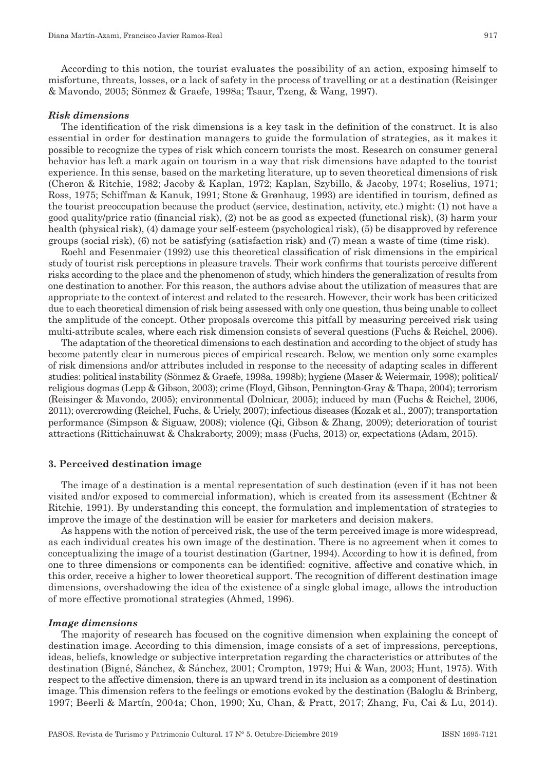According to this notion, the tourist evaluates the possibility of an action, exposing himself to misfortune, threats, losses, or a lack of safety in the process of travelling or at a destination (Reisinger & Mavondo, 2005; Sönmez & Graefe, 1998a; Tsaur, Tzeng, & Wang, 1997).

### *Risk dimensions*

The identification of the risk dimensions is a key task in the definition of the construct. It is also essential in order for destination managers to guide the formulation of strategies, as it makes it possible to recognize the types of risk which concern tourists the most. Research on consumer general behavior has left a mark again on tourism in a way that risk dimensions have adapted to the tourist experience. In this sense, based on the marketing literature, up to seven theoretical dimensions of risk (Cheron & Ritchie, 1982; Jacoby & Kaplan, 1972; Kaplan, Szybillo, & Jacoby, 1974; Roselius, 1971; Ross, 1975; Schiffman & Kanuk, 1991; Stone & Grønhaug, 1993) are identified in tourism, defined as the tourist preoccupation because the product (service, destination, activity, etc.) might: (1) not have a good quality/price ratio (financial risk), (2) not be as good as expected (functional risk), (3) harm your health (physical risk), (4) damage your self-esteem (psychological risk), (5) be disapproved by reference groups (social risk), (6) not be satisfying (satisfaction risk) and (7) mean a waste of time (time risk).

Roehl and Fesenmaier (1992) use this theoretical classification of risk dimensions in the empirical study of tourist risk perceptions in pleasure travels. Their work confirms that tourists perceive different risks according to the place and the phenomenon of study, which hinders the generalization of results from one destination to another. For this reason, the authors advise about the utilization of measures that are appropriate to the context of interest and related to the research. However, their work has been criticized due to each theoretical dimension of risk being assessed with only one question, thus being unable to collect the amplitude of the concept. Other proposals overcome this pitfall by measuring perceived risk using multi-attribute scales, where each risk dimension consists of several questions (Fuchs & Reichel, 2006).

The adaptation of the theoretical dimensions to each destination and according to the object of study has become patently clear in numerous pieces of empirical research. Below, we mention only some examples of risk dimensions and/or attributes included in response to the necessity of adapting scales in different studies: political instability (Sönmez & Graefe, 1998a, 1998b); hygiene (Maser & Weiermair, 1998); political/religious dogmas (Lepp & Gibson, 2003); crime (Floyd, Gibson, Pennington-Gray & Thapa, 2004); terrorism (Reisinger & Mavondo, 2005); environmental (Dolnicar, 2005); induced by man (Fuchs & Reichel, 2006, 2011); overcrowding (Reichel, Fuchs, & Uriely, 2007); infectious diseases (Kozak et al., 2007); transportation performance (Simpson & Siguaw, 2008); violence (Qi, Gibson & Zhang, 2009); deterioration of tourist attractions (Rittichainuwat & Chakraborty, 2009); mass (Fuchs, 2013) or, expectations (Adam, 2015).

## 3. Perceived destination image

The image of a destination is a mental representation of such destination (even if it has not been visited and/or exposed to commercial information), which is created from its assessment (Echtner & Ritchie, 1991). By understanding this concept, the formulation and implementation of strategies to improve the image of the destination will be easier for marketers and decision makers.

As happens with the notion of perceived risk, the use of the term perceived image is more widespread, as each individual creates his own image of the destination. There is no agreement when it comes to conceptualizing the image of a tourist destination (Gartner, 1994). According to how it is defined, from one to three dimensions or components can be identified: cognitive, affective and conative which, in this order, receive a higher to lower theoretical support. The recognition of different destination image dimensions, overshadowing the idea of the existence of a single global image, allows the introduction of more effective promotional strategies (Ahmed, 1996).

### *Image dimensions*

The majority of research has focused on the cognitive dimension when explaining the concept of destination image. According to this dimension, image consists of a set of impressions, perceptions, ideas, beliefs, knowledge or subjective interpretation regarding the characteristics or attributes of the destination (Bigné, Sánchez, & Sánchez, 2001; Crompton, 1979; Hui & Wan, 2003; Hunt, 1975). With respect to the affective dimension, there is an upward trend in its inclusion as a component of destination image. This dimension refers to the feelings or emotions evoked by the destination (Baloglu & Brinberg, 1997; Beerli & Martín, 2004a; Chon, 1990; Xu, Chan, & Pratt, 2017; Zhang, Fu, Cai & Lu, 2014).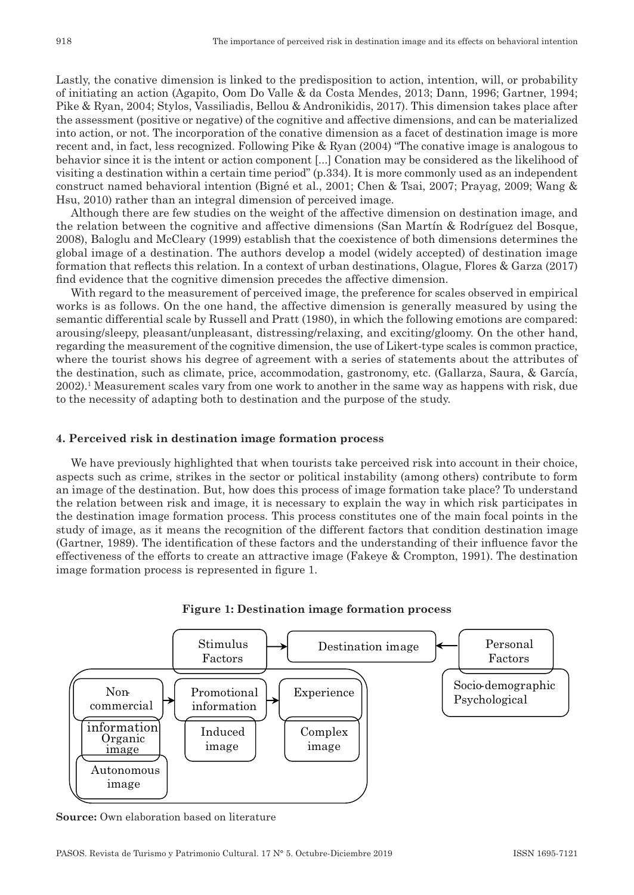Lastly, the conative dimension is linked to the predisposition to action, intention, will, or probability of initiating an action (Agapito, Oom Do Valle & da Costa Mendes, 2013; Dann, 1996; Gartner, 1994; Pike & Ryan, 2004; Stylos, Vassiliadis, Bellou & Andronikidis, 2017). This dimension takes place after the assessment (positive or negative) of the cognitive and affective dimensions, and can be materialized into action, or not. The incorporation of the conative dimension as a facet of destination image is more recent and, in fact, less recognized. Following Pike & Ryan (2004) "The conative image is analogous to behavior since it is the intent or action component [...] Conation may be considered as the likelihood of visiting a destination within a certain time period" (p.334). It is more commonly used as an independent construct named behavioral intention (Bigné et al., 2001; Chen & Tsai, 2007; Prayag, 2009; Wang & Hsu, 2010) rather than an integral dimension of perceived image.

Although there are few studies on the weight of the affective dimension on destination image, and the relation between the cognitive and affective dimensions (San Martín & Rodríguez del Bosque, 2008), Baloglu and McCleary (1999) establish that the coexistence of both dimensions determines the global image of a destination. The authors develop a model (widely accepted) of destination image formation that reflects this relation. In a context of urban destinations, Olague, Flores & Garza (2017) find evidence that the cognitive dimension precedes the affective dimension.

With regard to the measurement of perceived image, the preference for scales observed in empirical works is as follows. On the one hand, the affective dimension is generally measured by using the semantic differential scale by Russell and Pratt (1980), in which the following emotions are compared: arousing/sleepy, pleasant/unpleasant, distressing/relaxing, and exciting/gloomy. On the other hand, regarding the measurement of the cognitive dimension, the use of Likert-type scales is common practice, where the tourist shows his degree of agreement with a series of statements about the attributes of the destination, such as climate, price, accommodation, gastronomy, etc. (Gallarza, Saura, & García, 2002).[1] Measurement scales vary from one work to another in the same way as happens with risk, due to the necessity of adapting both to destination and the purpose of the study.

## 4. Perceived risk in destination image formation process

We have previously highlighted that when tourists take perceived risk into account in their choice, aspects such as crime, strikes in the sector or political instability (among others) contribute to form an image of the destination. But, how does this process of image formation take place? To understand the relation between risk and image, it is necessary to explain the way in which risk participates in the destination image formation process. This process constitutes one of the main focal points in the study of image, as it means the recognition of the different factors that condition destination image (Gartner, 1989). The identification of these factors and the understanding of their influence favor the effectiveness of the efforts to create an attractive image (Fakeye & Crompton, 1991). The destination image formation process is represented in figure 1.

**Figure 1: Destination image formation process**

Stimulus Factors → Destination image ← Personal Factors

Non-commercial information (Organic image; Autonomous image) → Promotional information (Induced image) → Experience (Complex image)

Personal Factors: Socio-demographic, Psychological

**Source:** Own elaboration based on literature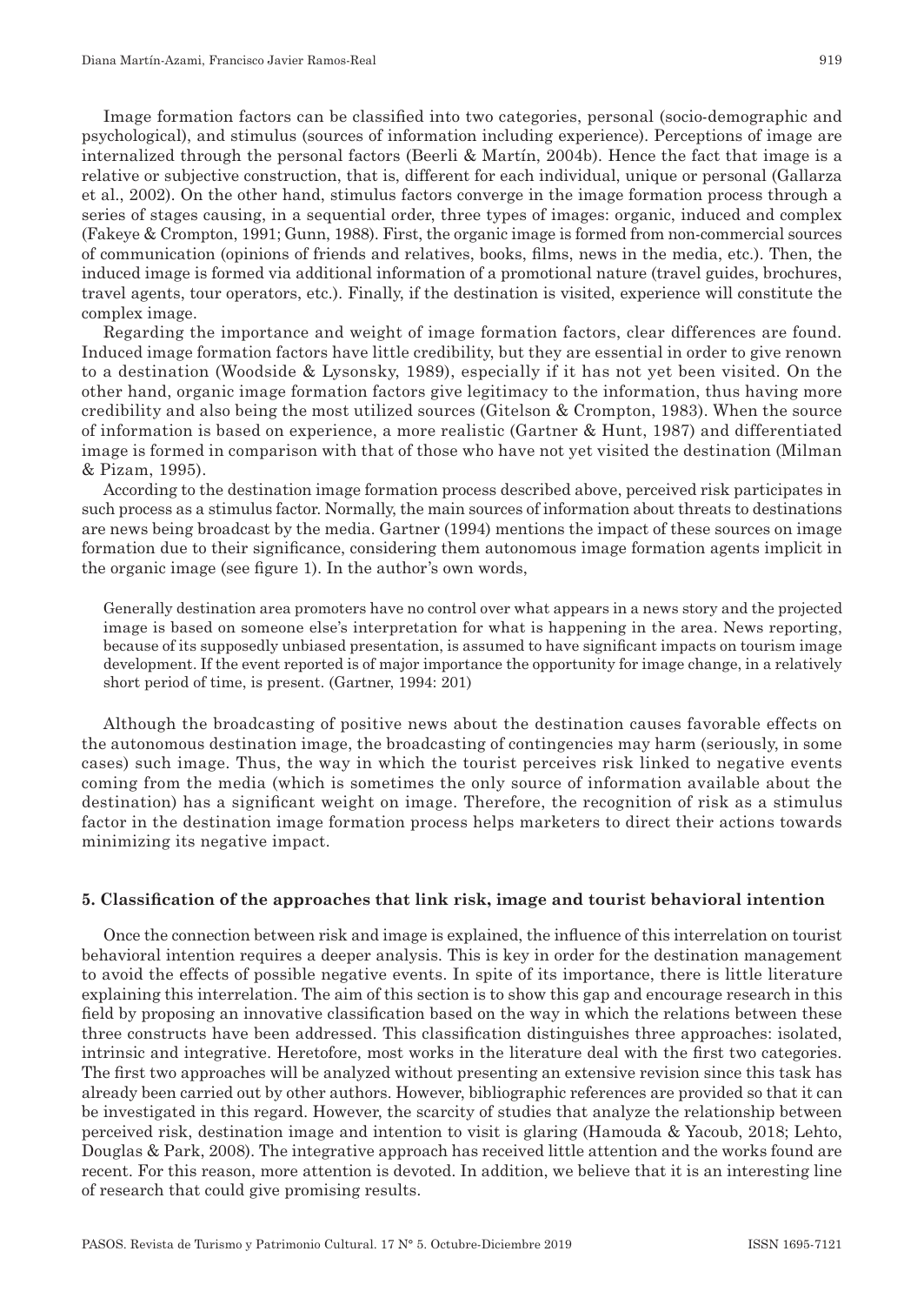Image formation factors can be classified into two categories, personal (socio-demographic and psychological), and stimulus (sources of information including experience). Perceptions of image are internalized through the personal factors (Beerli & Martín, 2004b). Hence the fact that image is a relative or subjective construction, that is, different for each individual, unique or personal (Gallarza et al., 2002). On the other hand, stimulus factors converge in the image formation process through a series of stages causing, in a sequential order, three types of images: organic, induced and complex (Fakeye & Crompton, 1991; Gunn, 1988). First, the organic image is formed from non-commercial sources of communication (opinions of friends and relatives, books, films, news in the media, etc.). Then, the induced image is formed via additional information of a promotional nature (travel guides, brochures, travel agents, tour operators, etc.). Finally, if the destination is visited, experience will constitute the complex image.

Regarding the importance and weight of image formation factors, clear differences are found. Induced image formation factors have little credibility, but they are essential in order to give renown to a destination (Woodside & Lysonsky, 1989), especially if it has not yet been visited. On the other hand, organic image formation factors give legitimacy to the information, thus having more credibility and also being the most utilized sources (Gitelson & Crompton, 1983). When the source of information is based on experience, a more realistic (Gartner & Hunt, 1987) and differentiated image is formed in comparison with that of those who have not yet visited the destination (Milman & Pizam, 1995).

According to the destination image formation process described above, perceived risk participates in such process as a stimulus factor. Normally, the main sources of information about threats to destinations are news being broadcast by the media. Gartner (1994) mentions the impact of these sources on image formation due to their significance, considering them autonomous image formation agents implicit in the organic image (see figure 1). In the author's own words,

> Generally destination area promoters have no control over what appears in a news story and the projected image is based on someone else's interpretation for what is happening in the area. News reporting, because of its supposedly unbiased presentation, is assumed to have significant impacts on tourism image development. If the event reported is of major importance the opportunity for image change, in a relatively short period of time, is present. (Gartner, 1994: 201)

Although the broadcasting of positive news about the destination causes favorable effects on the autonomous destination image, the broadcasting of contingencies may harm (seriously, in some cases) such image. Thus, the way in which the tourist perceives risk linked to negative events coming from the media (which is sometimes the only source of information available about the destination) has a significant weight on image. Therefore, the recognition of risk as a stimulus factor in the destination image formation process helps marketers to direct their actions towards minimizing its negative impact.

## 5. Classification of the approaches that link risk, image and tourist behavioral intention

Once the connection between risk and image is explained, the influence of this interrelation on tourist behavioral intention requires a deeper analysis. This is key in order for the destination management to avoid the effects of possible negative events. In spite of its importance, there is little literature explaining this interrelation. The aim of this section is to show this gap and encourage research in this field by proposing an innovative classification based on the way in which the relations between these three constructs have been addressed. This classification distinguishes three approaches: isolated, intrinsic and integrative. Heretofore, most works in the literature deal with the first two categories. The first two approaches will be analyzed without presenting an extensive revision since this task has already been carried out by other authors. However, bibliographic references are provided so that it can be investigated in this regard. However, the scarcity of studies that analyze the relationship between perceived risk, destination image and intention to visit is glaring (Hamouda & Yacoub, 2018; Lehto, Douglas & Park, 2008). The integrative approach has received little attention and the works found are recent. For this reason, more attention is devoted. In addition, we believe that it is an interesting line of research that could give promising results.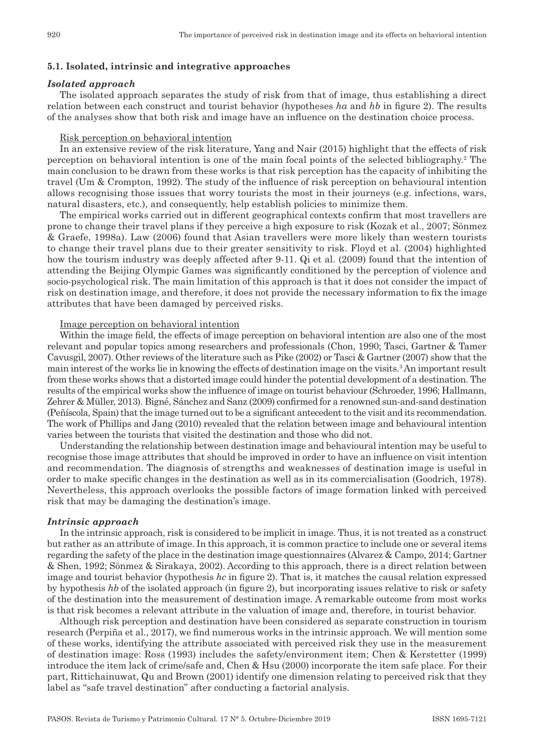### 5.1. Isolated, intrinsic and integrative approaches

#### *Isolated approach*

The isolated approach separates the study of risk from that of image, thus establishing a direct relation between each construct and tourist behavior (hypotheses *ha* and *hb* in figure 2). The results of the analyses show that both risk and image have an influence on the destination choice process.

Risk perception on behavioral intention

In an extensive review of the risk literature, Yang and Nair (2015) highlight that the effects of risk perception on behavioral intention is one of the main focal points of the selected bibliography.[2] The main conclusion to be drawn from these works is that risk perception has the capacity of inhibiting the travel (Um & Crompton, 1992). The study of the influence of risk perception on behavioural intention allows recognising those issues that worry tourists the most in their journeys (e.g. infections, wars, natural disasters, etc.), and consequently, help establish policies to minimize them.

The empirical works carried out in different geographical contexts confirm that most travellers are prone to change their travel plans if they perceive a high exposure to risk (Kozak et al., 2007; Sönmez & Graefe, 1998a). Law (2006) found that Asian travellers were more likely than western tourists to change their travel plans due to their greater sensitivity to risk. Floyd et al. (2004) highlighted how the tourism industry was deeply affected after 9-11. Qi et al. (2009) found that the intention of attending the Beijing Olympic Games was significantly conditioned by the perception of violence and socio-psychological risk. The main limitation of this approach is that it does not consider the impact of risk on destination image, and therefore, it does not provide the necessary information to fix the image attributes that have been damaged by perceived risks.

Image perception on behavioral intention

Within the image field, the effects of image perception on behavioral intention are also one of the most relevant and popular topics among researchers and professionals (Chon, 1990; Tasci, Gartner & Tamer Cavusgil, 2007). Other reviews of the literature such as Pike (2002) or Tasci & Gartner (2007) show that the main interest of the works lie in knowing the effects of destination image on the visits.[3] An important result from these works shows that a distorted image could hinder the potential development of a destination. The results of the empirical works show the influence of image on tourist behaviour (Schroeder, 1996; Hallmann, Zehrer & Müller, 2013). Bigné, Sánchez and Sanz (2009) confirmed for a renowned sun-and-sand destination (Peñíscola, Spain) that the image turned out to be a significant antecedent to the visit and its recommendation. The work of Phillips and Jang (2010) revealed that the relation between image and behavioural intention varies between the tourists that visited the destination and those who did not.

Understanding the relationship between destination image and behavioural intention may be useful to recognise those image attributes that should be improved in order to have an influence on visit intention and recommendation. The diagnosis of strengths and weaknesses of destination image is useful in order to make specific changes in the destination as well as in its commercialisation (Goodrich, 1978). Nevertheless, this approach overlooks the possible factors of image formation linked with perceived risk that may be damaging the destination's image.

#### *Intrinsic approach*

In the intrinsic approach, risk is considered to be implicit in image. Thus, it is not treated as a construct but rather as an attribute of image. In this approach, it is common practice to include one or several items regarding the safety of the place in the destination image questionnaires (Alvarez & Campo, 2014; Gartner & Shen, 1992; Sönmez & Sirakaya, 2002). According to this approach, there is a direct relation between image and tourist behavior (hypothesis *hc* in figure 2). That is, it matches the causal relation expressed by hypothesis *hb* of the isolated approach (in figure 2), but incorporating issues relative to risk or safety of the destination into the measurement of destination image. A remarkable outcome from most works is that risk becomes a relevant attribute in the valuation of image and, therefore, in tourist behavior.

Although risk perception and destination have been considered as separate construction in tourism research (Perpiña et al., 2017), we find numerous works in the intrinsic approach. We will mention some of these works, identifying the attribute associated with perceived risk they use in the measurement of destination image: Ross (1993) includes the safety/environment item; Chen & Kerstetter (1999) introduce the item lack of crime/safe and, Chen & Hsu (2000) incorporate the item safe place. For their part, Rittichainuwat, Qu and Brown (2001) identify one dimension relating to perceived risk that they label as "safe travel destination" after conducting a factorial analysis.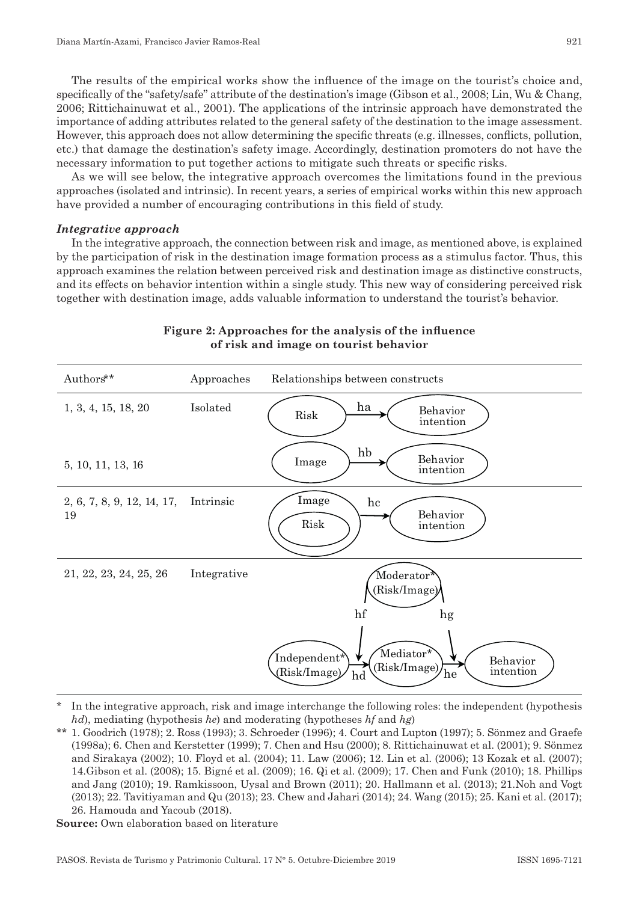The results of the empirical works show the influence of the image on the tourist's choice and, specifically of the "safety/safe" attribute of the destination's image (Gibson et al., 2008; Lin, Wu & Chang, 2006; Rittichainuwat et al., 2001). The applications of the intrinsic approach have demonstrated the importance of adding attributes related to the general safety of the destination to the image assessment. However, this approach does not allow determining the specific threats (e.g. illnesses, conflicts, pollution, etc.) that damage the destination's safety image. Accordingly, destination promoters do not have the necessary information to put together actions to mitigate such threats or specific risks.

As we will see below, the integrative approach overcomes the limitations found in the previous approaches (isolated and intrinsic). In recent years, a series of empirical works within this new approach have provided a number of encouraging contributions in this field of study.

### *Integrative approach*

In the integrative approach, the connection between risk and image, as mentioned above, is explained by the participation of risk in the destination image formation process as a stimulus factor. Thus, this approach examines the relation between perceived risk and destination image as distinctive constructs, and its effects on behavior intention within a single study. This new way of considering perceived risk together with destination image, adds valuable information to understand the tourist's behavior.

**Figure 2: Approaches for the analysis of the influence of risk and image on tourist behavior**

| Authors** | Approaches | Relationships between constructs |
|---|---|---|
| 1, 3, 4, 15, 18, 20 | Isolated | Risk —ha→ Behavior intention |
| 5, 10, 11, 13, 16 | | Image —hb→ Behavior intention |
| 2, 6, 7, 8, 9, 12, 14, 17, 19 | Intrinsic | Image (Risk) —hc→ Behavior intention |
| 21, 22, 23, 24, 25, 26 | Integrative | Independent* (Risk/Image) —hd→ Mediator* (Risk/Image) —he→ Behavior intention; Moderator* (Risk/Image) —hf→ (hd), —hg→ (he) |

\* In the integrative approach, risk and image interchange the following roles: the independent (hypothesis *hd*), mediating (hypothesis *he*) and moderating (hypotheses *hf* and *hg*)

** 1. Goodrich (1978); 2. Ross (1993); 3. Schroeder (1996); 4. Court and Lupton (1997); 5. Sönmez and Graefe (1998a); 6. Chen and Kerstetter (1999); 7. Chen and Hsu (2000); 8. Rittichainuwat et al. (2001); 9. Sönmez and Sirakaya (2002); 10. Floyd et al. (2004); 11. Law (2006); 12. Lin et al. (2006); 13 Kozak et al. (2007); 14.Gibson et al. (2008); 15. Bigné et al. (2009); 16. Qi et al. (2009); 17. Chen and Funk (2010); 18. Phillips and Jang (2010); 19. Ramkissoon, Uysal and Brown (2011); 20. Hallmann et al. (2013); 21.Noh and Vogt (2013); 22. Tavitiyaman and Qu (2013); 23. Chew and Jahari (2014); 24. Wang (2015); 25. Kani et al. (2017); 26. Hamouda and Yacoub (2018).

**Source:** Own elaboration based on literature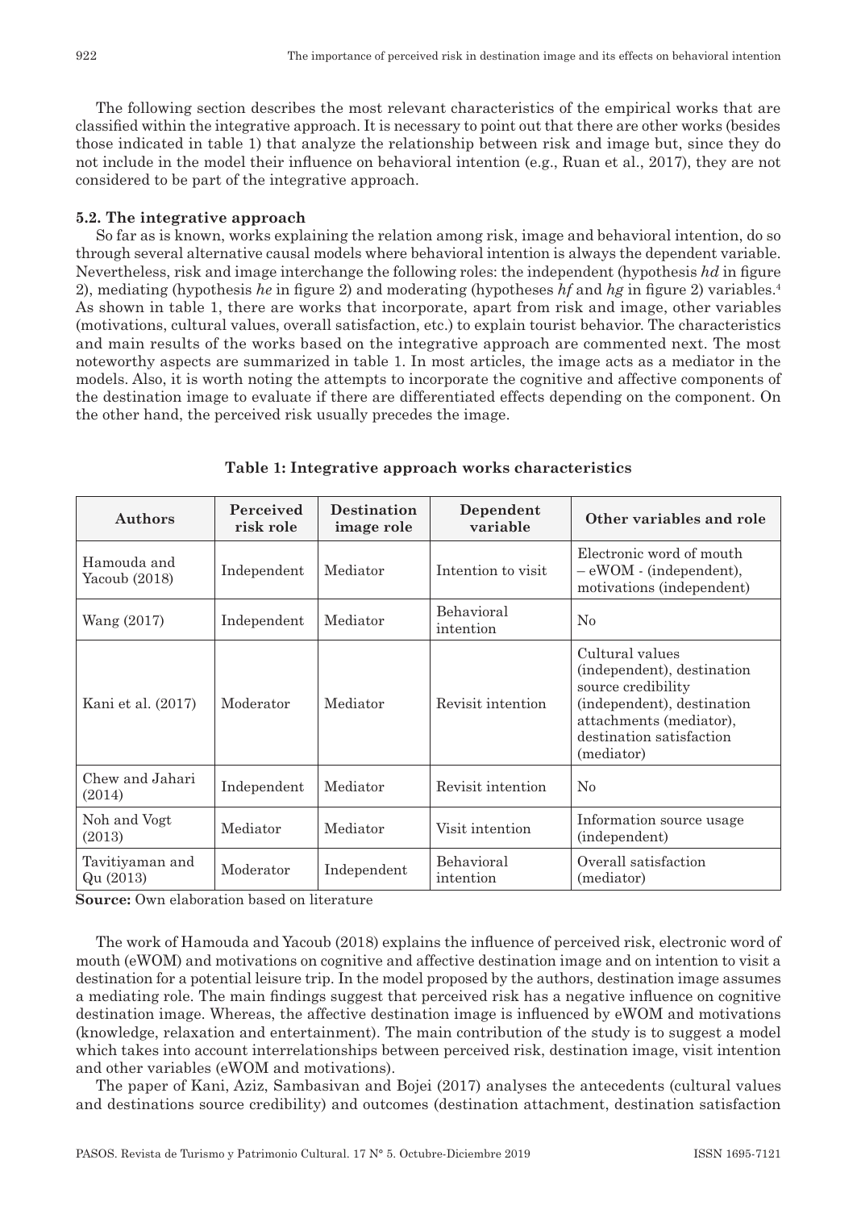The following section describes the most relevant characteristics of the empirical works that are classified within the integrative approach. It is necessary to point out that there are other works (besides those indicated in table 1) that analyze the relationship between risk and image but, since they do not include in the model their influence on behavioral intention (e.g., Ruan et al., 2017), they are not considered to be part of the integrative approach.

### 5.2. The integrative approach

So far as is known, works explaining the relation among risk, image and behavioral intention, do so through several alternative causal models where behavioral intention is always the dependent variable. Nevertheless, risk and image interchange the following roles: the independent (hypothesis *hd* in figure 2), mediating (hypothesis *he* in figure 2) and moderating (hypotheses *hf* and *hg* in figure 2) variables.[4] As shown in table 1, there are works that incorporate, apart from risk and image, other variables (motivations, cultural values, overall satisfaction, etc.) to explain tourist behavior. The characteristics and main results of the works based on the integrative approach are commented next. The most noteworthy aspects are summarized in table 1. In most articles, the image acts as a mediator in the models. Also, it is worth noting the attempts to incorporate the cognitive and affective components of the destination image to evaluate if there are differentiated effects depending on the component. On the other hand, the perceived risk usually precedes the image.

**Table 1: Integrative approach works characteristics**

| Authors | Perceived risk role | Destination image role | Dependent variable | Other variables and role |
|---|---|---|---|---|
| Hamouda and Yacoub (2018) | Independent | Mediator | Intention to visit | Electronic word of mouth – eWOM - (independent), motivations (independent) |
| Wang (2017) | Independent | Mediator | Behavioral intention | No |
| Kani et al. (2017) | Moderator | Mediator | Revisit intention | Cultural values (independent), destination source credibility (independent), destination attachments (mediator), destination satisfaction (mediator) |
| Chew and Jahari (2014) | Independent | Mediator | Revisit intention | No |
| Noh and Vogt (2013) | Mediator | Mediator | Visit intention | Information source usage (independent) |
| Tavitiyaman and Qu (2013) | Moderator | Independent | Behavioral intention | Overall satisfaction (mediator) |

**Source:** Own elaboration based on literature

The work of Hamouda and Yacoub (2018) explains the influence of perceived risk, electronic word of mouth (eWOM) and motivations on cognitive and affective destination image and on intention to visit a destination for a potential leisure trip. In the model proposed by the authors, destination image assumes a mediating role. The main findings suggest that perceived risk has a negative influence on cognitive destination image. Whereas, the affective destination image is influenced by eWOM and motivations (knowledge, relaxation and entertainment). The main contribution of the study is to suggest a model which takes into account interrelationships between perceived risk, destination image, visit intention and other variables (eWOM and motivations).

The paper of Kani, Aziz, Sambasivan and Bojei (2017) analyses the antecedents (cultural values and destinations source credibility) and outcomes (destination attachment, destination satisfaction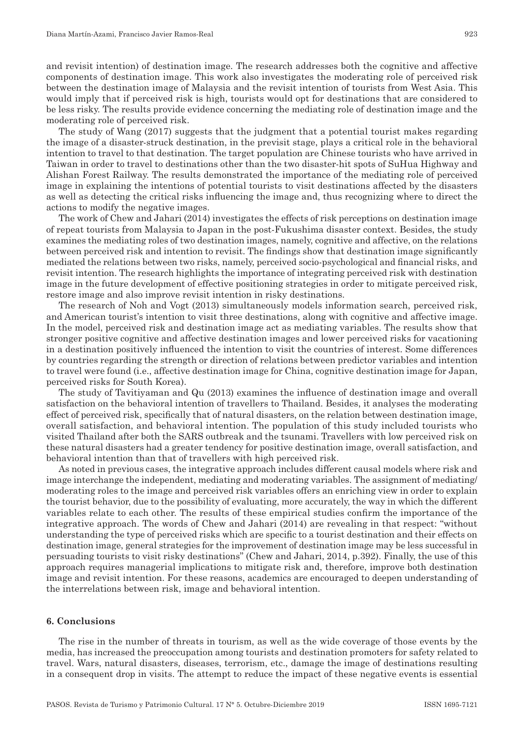and revisit intention) of destination image. The research addresses both the cognitive and affective components of destination image. This work also investigates the moderating role of perceived risk between the destination image of Malaysia and the revisit intention of tourists from West Asia. This would imply that if perceived risk is high, tourists would opt for destinations that are considered to be less risky. The results provide evidence concerning the mediating role of destination image and the moderating role of perceived risk.

The study of Wang (2017) suggests that the judgment that a potential tourist makes regarding the image of a disaster-struck destination, in the previsit stage, plays a critical role in the behavioral intention to travel to that destination. The target population are Chinese tourists who have arrived in Taiwan in order to travel to destinations other than the two disaster-hit spots of SuHua Highway and Alishan Forest Railway. The results demonstrated the importance of the mediating role of perceived image in explaining the intentions of potential tourists to visit destinations affected by the disasters as well as detecting the critical risks influencing the image and, thus recognizing where to direct the actions to modify the negative images.

The work of Chew and Jahari (2014) investigates the effects of risk perceptions on destination image of repeat tourists from Malaysia to Japan in the post-Fukushima disaster context. Besides, the study examines the mediating roles of two destination images, namely, cognitive and affective, on the relations between perceived risk and intention to revisit. The findings show that destination image significantly mediated the relations between two risks, namely, perceived socio-psychological and financial risks, and revisit intention. The research highlights the importance of integrating perceived risk with destination image in the future development of effective positioning strategies in order to mitigate perceived risk, restore image and also improve revisit intention in risky destinations.

The research of Noh and Vogt (2013) simultaneously models information search, perceived risk, and American tourist's intention to visit three destinations, along with cognitive and affective image. In the model, perceived risk and destination image act as mediating variables. The results show that stronger positive cognitive and affective destination images and lower perceived risks for vacationing in a destination positively influenced the intention to visit the countries of interest. Some differences by countries regarding the strength or direction of relations between predictor variables and intention to travel were found (i.e., affective destination image for China, cognitive destination image for Japan, perceived risks for South Korea).

The study of Tavitiyaman and Qu (2013) examines the influence of destination image and overall satisfaction on the behavioral intention of travellers to Thailand. Besides, it analyses the moderating effect of perceived risk, specifically that of natural disasters, on the relation between destination image, overall satisfaction, and behavioral intention. The population of this study included tourists who visited Thailand after both the SARS outbreak and the tsunami. Travellers with low perceived risk on these natural disasters had a greater tendency for positive destination image, overall satisfaction, and behavioral intention than that of travellers with high perceived risk.

As noted in previous cases, the integrative approach includes different causal models where risk and image interchange the independent, mediating and moderating variables. The assignment of mediating/moderating roles to the image and perceived risk variables offers an enriching view in order to explain the tourist behavior, due to the possibility of evaluating, more accurately, the way in which the different variables relate to each other. The results of these empirical studies confirm the importance of the integrative approach. The words of Chew and Jahari (2014) are revealing in that respect: "without understanding the type of perceived risks which are specific to a tourist destination and their effects on destination image, general strategies for the improvement of destination image may be less successful in persuading tourists to visit risky destinations" (Chew and Jahari, 2014, p.392). Finally, the use of this approach requires managerial implications to mitigate risk and, therefore, improve both destination image and revisit intention. For these reasons, academics are encouraged to deepen understanding of the interrelations between risk, image and behavioral intention.

## 6. Conclusions

The rise in the number of threats in tourism, as well as the wide coverage of those events by the media, has increased the preoccupation among tourists and destination promoters for safety related to travel. Wars, natural disasters, diseases, terrorism, etc., damage the image of destinations resulting in a consequent drop in visits. The attempt to reduce the impact of these negative events is essential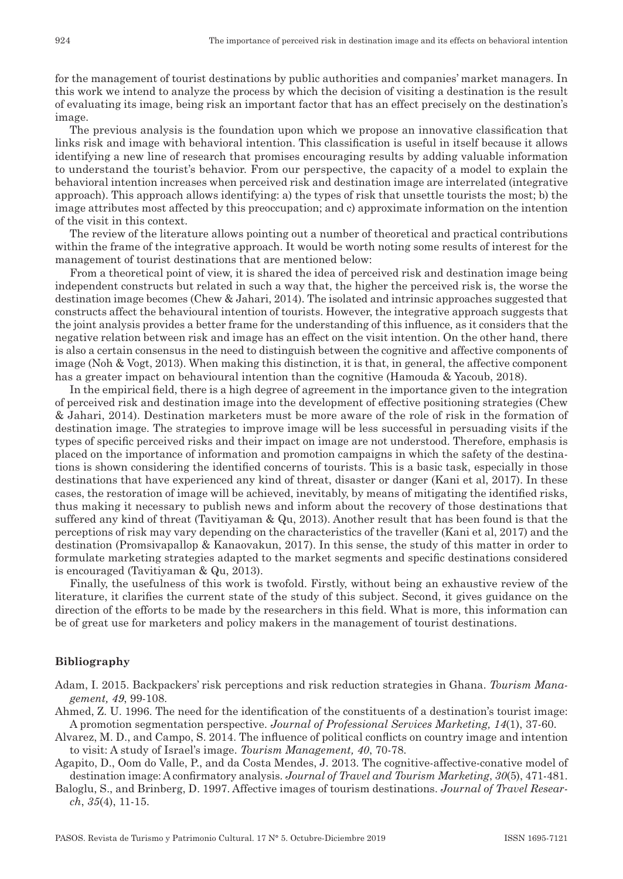for the management of tourist destinations by public authorities and companies' market managers. In this work we intend to analyze the process by which the decision of visiting a destination is the result of evaluating its image, being risk an important factor that has an effect precisely on the destination's image.

The previous analysis is the foundation upon which we propose an innovative classification that links risk and image with behavioral intention. This classification is useful in itself because it allows identifying a new line of research that promises encouraging results by adding valuable information to understand the tourist's behavior. From our perspective, the capacity of a model to explain the behavioral intention increases when perceived risk and destination image are interrelated (integrative approach). This approach allows identifying: a) the types of risk that unsettle tourists the most; b) the image attributes most affected by this preoccupation; and c) approximate information on the intention of the visit in this context.

The review of the literature allows pointing out a number of theoretical and practical contributions within the frame of the integrative approach. It would be worth noting some results of interest for the management of tourist destinations that are mentioned below:

From a theoretical point of view, it is shared the idea of perceived risk and destination image being independent constructs but related in such a way that, the higher the perceived risk is, the worse the destination image becomes (Chew & Jahari, 2014). The isolated and intrinsic approaches suggested that constructs affect the behavioural intention of tourists. However, the integrative approach suggests that the joint analysis provides a better frame for the understanding of this influence, as it considers that the negative relation between risk and image has an effect on the visit intention. On the other hand, there is also a certain consensus in the need to distinguish between the cognitive and affective components of image (Noh & Vogt, 2013). When making this distinction, it is that, in general, the affective component has a greater impact on behavioural intention than the cognitive (Hamouda & Yacoub, 2018).

In the empirical field, there is a high degree of agreement in the importance given to the integration of perceived risk and destination image into the development of effective positioning strategies (Chew & Jahari, 2014). Destination marketers must be more aware of the role of risk in the formation of destination image. The strategies to improve image will be less successful in persuading visits if the types of specific perceived risks and their impact on image are not understood. Therefore, emphasis is placed on the importance of information and promotion campaigns in which the safety of the destinations is shown considering the identified concerns of tourists. This is a basic task, especially in those destinations that have experienced any kind of threat, disaster or danger (Kani et al, 2017). In these cases, the restoration of image will be achieved, inevitably, by means of mitigating the identified risks, thus making it necessary to publish news and inform about the recovery of those destinations that suffered any kind of threat (Tavitiyaman & Qu, 2013). Another result that has been found is that the perceptions of risk may vary depending on the characteristics of the traveller (Kani et al, 2017) and the destination (Promsivapallop & Kanaovakun, 2017). In this sense, the study of this matter in order to formulate marketing strategies adapted to the market segments and specific destinations considered is encouraged (Tavitiyaman & Qu, 2013).

Finally, the usefulness of this work is twofold. Firstly, without being an exhaustive review of the literature, it clarifies the current state of the study of this subject. Second, it gives guidance on the direction of the efforts to be made by the researchers in this field. What is more, this information can be of great use for marketers and policy makers in the management of tourist destinations.

## Bibliography

Adam, I. 2015. Backpackers' risk perceptions and risk reduction strategies in Ghana. *Tourism Management, 49*, 99-108.

Ahmed, Z. U. 1996. The need for the identification of the constituents of a destination's tourist image: A promotion segmentation perspective. *Journal of Professional Services Marketing, 14*(1), 37-60.

Alvarez, M. D., and Campo, S. 2014. The influence of political conflicts on country image and intention to visit: A study of Israel's image. *Tourism Management, 40*, 70-78.

Agapito, D., Oom do Valle, P., and da Costa Mendes, J. 2013. The cognitive-affective-conative model of destination image: A confirmatory analysis. *Journal of Travel and Tourism Marketing*, *30*(5), 471-481.

Baloglu, S., and Brinberg, D. 1997. Affective images of tourism destinations. *Journal of Travel Research*, *35*(4), 11-15.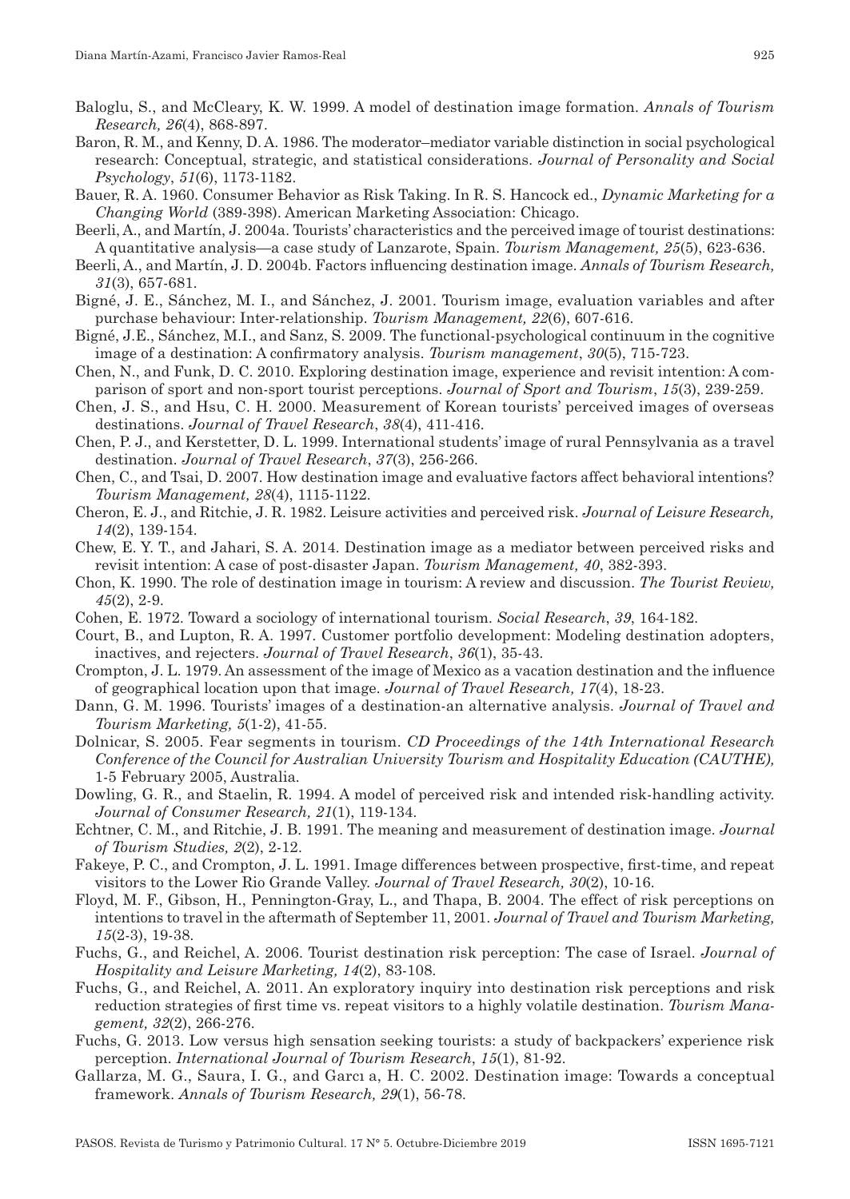Baloglu, S., and McCleary, K. W. 1999. A model of destination image formation. *Annals of Tourism Research, 26*(4), 868-897.

Baron, R. M., and Kenny, D. A. 1986. The moderator–mediator variable distinction in social psychological research: Conceptual, strategic, and statistical considerations. *Journal of Personality and Social Psychology*, *51*(6), 1173-1182.

Bauer, R. A. 1960. Consumer Behavior as Risk Taking. In R. S. Hancock ed., *Dynamic Marketing for a Changing World* (389-398). American Marketing Association: Chicago.

Beerli, A., and Martín, J. 2004a. Tourists' characteristics and the perceived image of tourist destinations: A quantitative analysis—a case study of Lanzarote, Spain. *Tourism Management, 25*(5), 623-636.

Beerli, A., and Martín, J. D. 2004b. Factors influencing destination image. *Annals of Tourism Research, 31*(3), 657-681.

Bigné, J. E., Sánchez, M. I., and Sánchez, J. 2001. Tourism image, evaluation variables and after purchase behaviour: Inter-relationship. *Tourism Management, 22*(6), 607-616.

Bigné, J.E., Sánchez, M.I., and Sanz, S. 2009. The functional-psychological continuum in the cognitive image of a destination: A confirmatory analysis. *Tourism management*, *30*(5), 715-723.

Chen, N., and Funk, D. C. 2010. Exploring destination image, experience and revisit intention: A comparison of sport and non-sport tourist perceptions. *Journal of Sport and Tourism*, *15*(3), 239-259.

Chen, J. S., and Hsu, C. H. 2000. Measurement of Korean tourists' perceived images of overseas destinations. *Journal of Travel Research*, *38*(4), 411-416.

Chen, P. J., and Kerstetter, D. L. 1999. International students' image of rural Pennsylvania as a travel destination. *Journal of Travel Research*, *37*(3), 256-266.

Chen, C., and Tsai, D. 2007. How destination image and evaluative factors affect behavioral intentions? *Tourism Management, 28*(4), 1115-1122.

Cheron, E. J., and Ritchie, J. R. 1982. Leisure activities and perceived risk. *Journal of Leisure Research, 14*(2), 139-154.

Chew, E. Y. T., and Jahari, S. A. 2014. Destination image as a mediator between perceived risks and revisit intention: A case of post-disaster Japan. *Tourism Management, 40*, 382-393.

Chon, K. 1990. The role of destination image in tourism: A review and discussion. *The Tourist Review, 45*(2), 2-9.

Cohen, E. 1972. Toward a sociology of international tourism. *Social Research*, *39*, 164-182.

Court, B., and Lupton, R. A. 1997. Customer portfolio development: Modeling destination adopters, inactives, and rejecters. *Journal of Travel Research*, *36*(1), 35-43.

Crompton, J. L. 1979. An assessment of the image of Mexico as a vacation destination and the influence of geographical location upon that image. *Journal of Travel Research, 17*(4), 18-23.

Dann, G. M. 1996. Tourists' images of a destination-an alternative analysis. *Journal of Travel and Tourism Marketing, 5*(1-2), 41-55.

Dolnicar, S. 2005. Fear segments in tourism. *CD Proceedings of the 14th International Research Conference of the Council for Australian University Tourism and Hospitality Education (CAUTHE),* 1-5 February 2005, Australia.

Dowling, G. R., and Staelin, R. 1994. A model of perceived risk and intended risk-handling activity. *Journal of Consumer Research, 21*(1), 119-134.

Echtner, C. M., and Ritchie, J. B. 1991. The meaning and measurement of destination image. *Journal of Tourism Studies, 2*(2), 2-12.

Fakeye, P. C., and Crompton, J. L. 1991. Image differences between prospective, first-time, and repeat visitors to the Lower Rio Grande Valley. *Journal of Travel Research, 30*(2), 10-16.

Floyd, M. F., Gibson, H., Pennington-Gray, L., and Thapa, B. 2004. The effect of risk perceptions on intentions to travel in the aftermath of September 11, 2001. *Journal of Travel and Tourism Marketing, 15*(2-3), 19-38.

Fuchs, G., and Reichel, A. 2006. Tourist destination risk perception: The case of Israel. *Journal of Hospitality and Leisure Marketing, 14*(2), 83-108.

Fuchs, G., and Reichel, A. 2011. An exploratory inquiry into destination risk perceptions and risk reduction strategies of first time vs. repeat visitors to a highly volatile destination. *Tourism Management, 32*(2), 266-276.

Fuchs, G. 2013. Low versus high sensation seeking tourists: a study of backpackers' experience risk perception. *International Journal of Tourism Research*, *15*(1), 81-92.

Gallarza, M. G., Saura, I. G., and Garcı a, H. C. 2002. Destination image: Towards a conceptual framework. *Annals of Tourism Research, 29*(1), 56-78.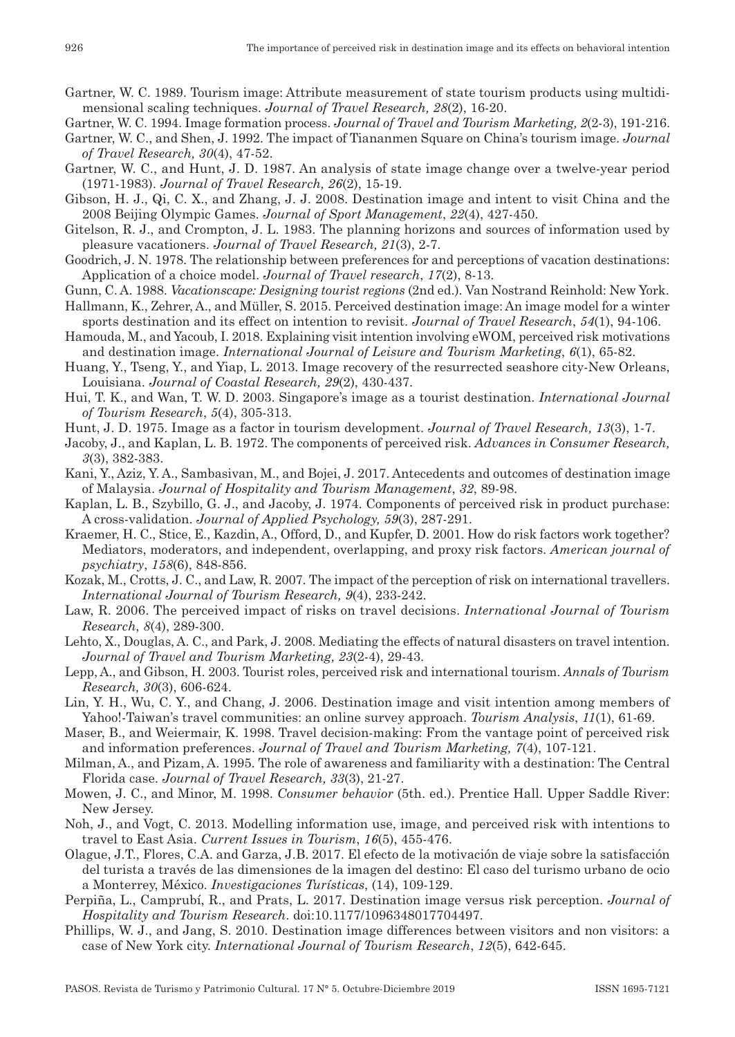Gartner, W. C. 1989. Tourism image: Attribute measurement of state tourism products using multidimensional scaling techniques. *Journal of Travel Research, 28*(2), 16-20.

Gartner, W. C. 1994. Image formation process. *Journal of Travel and Tourism Marketing, 2*(2-3), 191-216.

Gartner, W. C., and Shen, J. 1992. The impact of Tiananmen Square on China's tourism image. *Journal of Travel Research, 30*(4), 47-52.

Gartner, W. C., and Hunt, J. D. 1987. An analysis of state image change over a twelve-year period (1971-1983). *Journal of Travel Research, 26*(2), 15-19.

Gibson, H. J., Qi, C. X., and Zhang, J. J. 2008. Destination image and intent to visit China and the 2008 Beijing Olympic Games. *Journal of Sport Management*, *22*(4), 427-450.

Gitelson, R. J., and Crompton, J. L. 1983. The planning horizons and sources of information used by pleasure vacationers. *Journal of Travel Research, 21*(3), 2-7.

Goodrich, J. N. 1978. The relationship between preferences for and perceptions of vacation destinations: Application of a choice model. *Journal of Travel research*, *17*(2), 8-13.

Gunn, C. A. 1988. *Vacationscape: Designing tourist regions* (2nd ed.). Van Nostrand Reinhold: New York.

Hallmann, K., Zehrer, A., and Müller, S. 2015. Perceived destination image: An image model for a winter sports destination and its effect on intention to revisit. *Journal of Travel Research*, *54*(1), 94-106.

Hamouda, M., and Yacoub, I. 2018. Explaining visit intention involving eWOM, perceived risk motivations and destination image. *International Journal of Leisure and Tourism Marketing*, *6*(1), 65-82.

Huang, Y., Tseng, Y., and Yiap, L. 2013. Image recovery of the resurrected seashore city-New Orleans, Louisiana. *Journal of Coastal Research, 29*(2), 430-437.

Hui, T. K., and Wan, T. W. D. 2003. Singapore's image as a tourist destination. *International Journal of Tourism Research*, *5*(4), 305-313.

Hunt, J. D. 1975. Image as a factor in tourism development. *Journal of Travel Research, 13*(3), 1-7.

Jacoby, J., and Kaplan, L. B. 1972. The components of perceived risk. *Advances in Consumer Research, 3*(3), 382-383.

Kani, Y., Aziz, Y. A., Sambasivan, M., and Bojei, J. 2017. Antecedents and outcomes of destination image of Malaysia. *Journal of Hospitality and Tourism Management*, *32*, 89-98.

Kaplan, L. B., Szybillo, G. J., and Jacoby, J. 1974. Components of perceived risk in product purchase: A cross-validation. *Journal of Applied Psychology, 59*(3), 287-291.

Kraemer, H. C., Stice, E., Kazdin, A., Offord, D., and Kupfer, D. 2001. How do risk factors work together? Mediators, moderators, and independent, overlapping, and proxy risk factors. *American journal of psychiatry*, *158*(6), 848-856.

Kozak, M., Crotts, J. C., and Law, R. 2007. The impact of the perception of risk on international travellers. *International Journal of Tourism Research, 9*(4), 233-242.

Law, R. 2006. The perceived impact of risks on travel decisions. *International Journal of Tourism Research*, *8*(4), 289-300.

Lehto, X., Douglas, A. C., and Park, J. 2008. Mediating the effects of natural disasters on travel intention. *Journal of Travel and Tourism Marketing, 23*(2-4), 29-43.

Lepp, A., and Gibson, H. 2003. Tourist roles, perceived risk and international tourism. *Annals of Tourism Research, 30*(3), 606-624.

Lin, Y. H., Wu, C. Y., and Chang, J. 2006. Destination image and visit intention among members of Yahoo!-Taiwan's travel communities: an online survey approach. *Tourism Analysis*, *11*(1), 61-69.

Maser, B., and Weiermair, K. 1998. Travel decision-making: From the vantage point of perceived risk and information preferences. *Journal of Travel and Tourism Marketing, 7*(4), 107-121.

Milman, A., and Pizam, A. 1995. The role of awareness and familiarity with a destination: The Central Florida case. *Journal of Travel Research, 33*(3), 21-27.

Mowen, J. C., and Minor, M. 1998. *Consumer behavior* (5th. ed.). Prentice Hall. Upper Saddle River: New Jersey.

Noh, J., and Vogt, C. 2013. Modelling information use, image, and perceived risk with intentions to travel to East Asia. *Current Issues in Tourism*, *16*(5), 455-476.

Olague, J.T., Flores, C.A. and Garza, J.B. 2017. El efecto de la motivación de viaje sobre la satisfacción del turista a través de las dimensiones de la imagen del destino: El caso del turismo urbano de ocio a Monterrey, México. *Investigaciones Turísticas*, (14), 109-129.

Perpiña, L., Camprubí, R., and Prats, L. 2017. Destination image versus risk perception. *Journal of Hospitality and Tourism Research*. doi:10.1177/1096348017704497.

Phillips, W. J., and Jang, S. 2010. Destination image differences between visitors and non visitors: a case of New York city. *International Journal of Tourism Research*, *12*(5), 642-645.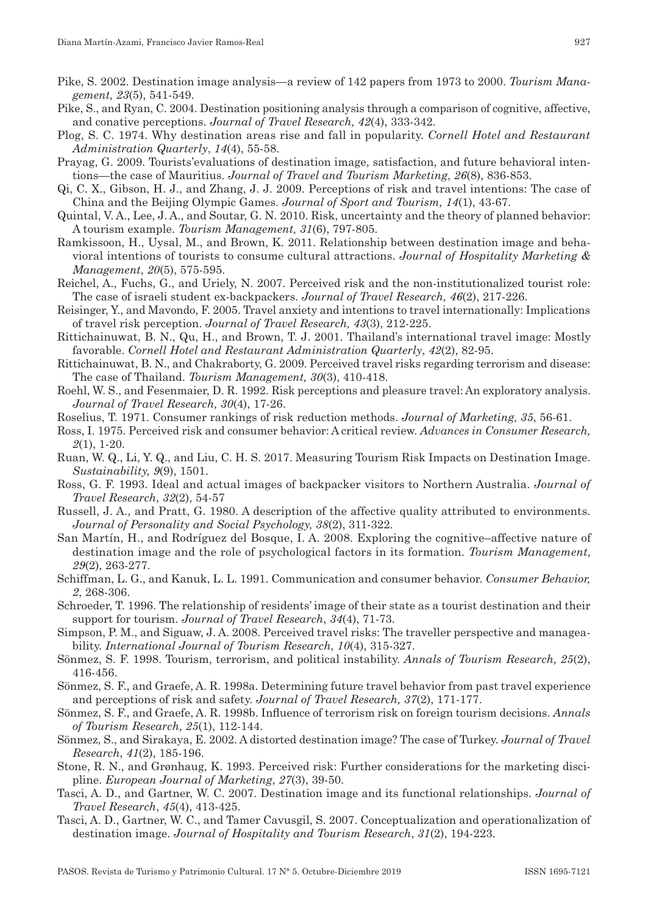Pike, S. 2002. Destination image analysis—a review of 142 papers from 1973 to 2000. *Tourism Management, 23*(5), 541-549.

Pike, S., and Ryan, C. 2004. Destination positioning analysis through a comparison of cognitive, affective, and conative perceptions. *Journal of Travel Research, 42*(4), 333-342.

Plog, S. C. 1974. Why destination areas rise and fall in popularity. *Cornell Hotel and Restaurant Administration Quarterly*, *14*(4), 55-58.

Prayag, G. 2009. Tourists'evaluations of destination image, satisfaction, and future behavioral intentions—the case of Mauritius. *Journal of Travel and Tourism Marketing*, *26*(8), 836-853.

Qi, C. X., Gibson, H. J., and Zhang, J. J. 2009. Perceptions of risk and travel intentions: The case of China and the Beijing Olympic Games. *Journal of Sport and Tourism, 14*(1), 43-67.

Quintal, V. A., Lee, J. A., and Soutar, G. N. 2010. Risk, uncertainty and the theory of planned behavior: A tourism example. *Tourism Management, 31*(6), 797-805.

Ramkissoon, H., Uysal, M., and Brown, K. 2011. Relationship between destination image and behavioral intentions of tourists to consume cultural attractions. *Journal of Hospitality Marketing & Management*, *20*(5), 575-595.

Reichel, A., Fuchs, G., and Uriely, N. 2007. Perceived risk and the non-institutionalized tourist role: The case of israeli student ex-backpackers. *Journal of Travel Research, 46*(2), 217-226.

Reisinger, Y., and Mavondo, F. 2005. Travel anxiety and intentions to travel internationally: Implications of travel risk perception. *Journal of Travel Research, 43*(3), 212-225.

Rittichainuwat, B. N., Qu, H., and Brown, T. J. 2001. Thailand's international travel image: Mostly favorable. *Cornell Hotel and Restaurant Administration Quarterly*, *42*(2), 82-95.

Rittichainuwat, B. N., and Chakraborty, G. 2009. Perceived travel risks regarding terrorism and disease: The case of Thailand. *Tourism Management, 30*(3), 410-418.

Roehl, W. S., and Fesenmaier, D. R. 1992. Risk perceptions and pleasure travel: An exploratory analysis. *Journal of Travel Research, 30*(4), 17-26.

Roselius, T. 1971. Consumer rankings of risk reduction methods. *Journal of Marketing, 35*, 56-61.

Ross, I. 1975. Perceived risk and consumer behavior: A critical review. *Advances in Consumer Research, 2*(1), 1-20.

Ruan, W. Q., Li, Y. Q., and Liu, C. H. S. 2017. Measuring Tourism Risk Impacts on Destination Image. *Sustainability, 9*(9), 1501.

Ross, G. F. 1993. Ideal and actual images of backpacker visitors to Northern Australia. *Journal of Travel Research*, *32*(2), 54-57

Russell, J. A., and Pratt, G. 1980. A description of the affective quality attributed to environments. *Journal of Personality and Social Psychology, 38*(2), 311-322.

San Martín, H., and Rodríguez del Bosque, I. A. 2008. Exploring the cognitive–affective nature of destination image and the role of psychological factors in its formation. *Tourism Management, 29*(2), 263-277.

Schiffman, L. G., and Kanuk, L. L. 1991. Communication and consumer behavior. *Consumer Behavior, 2*, 268-306.

Schroeder, T. 1996. The relationship of residents' image of their state as a tourist destination and their support for tourism. *Journal of Travel Research*, *34*(4), 71-73.

Simpson, P. M., and Siguaw, J. A. 2008. Perceived travel risks: The traveller perspective and manageability. *International Journal of Tourism Research*, *10*(4), 315-327.

Sönmez, S. F. 1998. Tourism, terrorism, and political instability. *Annals of Tourism Research, 25*(2), 416-456.

Sönmez, S. F., and Graefe, A. R. 1998a. Determining future travel behavior from past travel experience and perceptions of risk and safety. *Journal of Travel Research, 37*(2), 171-177.

Sönmez, S. F., and Graefe, A. R. 1998b. Influence of terrorism risk on foreign tourism decisions. *Annals of Tourism Research, 25*(1), 112-144.

Sönmez, S., and Sirakaya, E. 2002. A distorted destination image? The case of Turkey. *Journal of Travel Research*, *41*(2), 185-196.

Stone, R. N., and Grønhaug, K. 1993. Perceived risk: Further considerations for the marketing discipline. *European Journal of Marketing*, *27*(3), 39-50.

Tasci, A. D., and Gartner, W. C. 2007. Destination image and its functional relationships. *Journal of Travel Research*, *45*(4), 413-425.

Tasci, A. D., Gartner, W. C., and Tamer Cavusgil, S. 2007. Conceptualization and operationalization of destination image. *Journal of Hospitality and Tourism Research*, *31*(2), 194-223.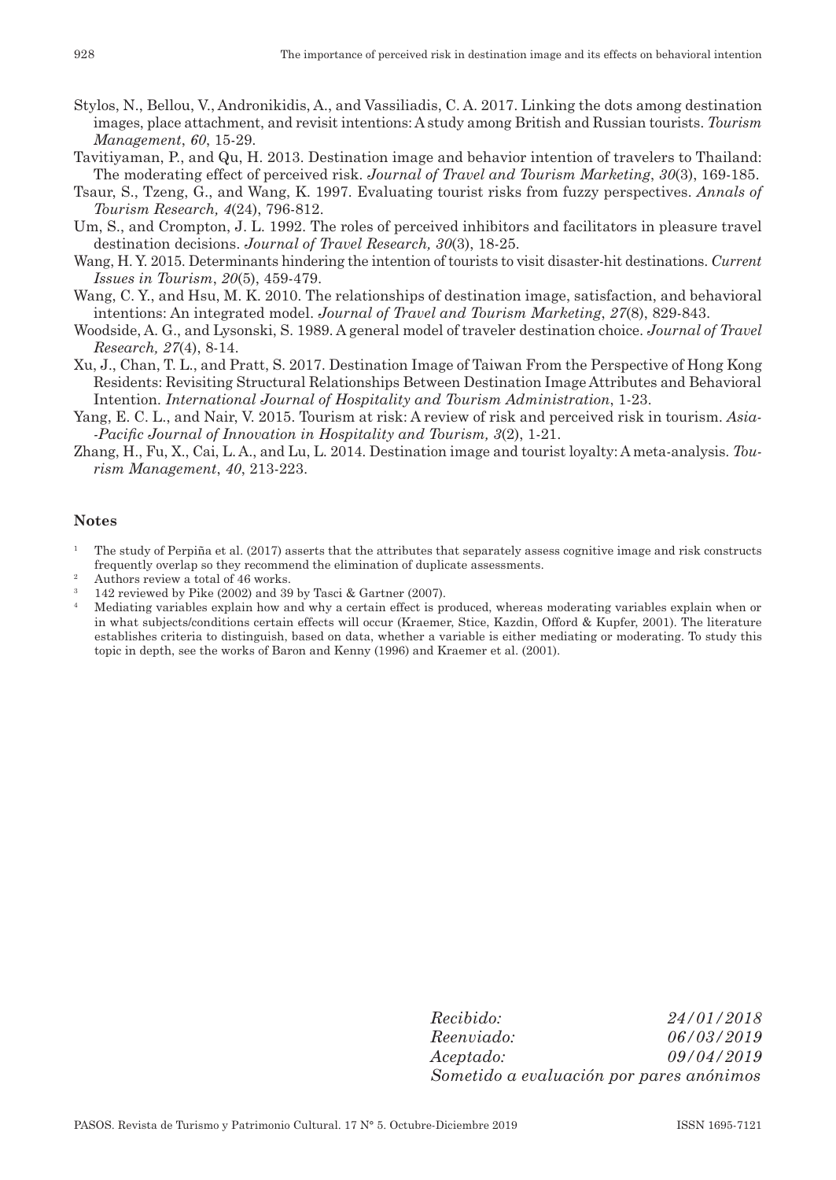Stylos, N., Bellou, V., Andronikidis, A., and Vassiliadis, C. A. 2017. Linking the dots among destination images, place attachment, and revisit intentions: A study among British and Russian tourists. *Tourism Management*, *60*, 15-29.

Tavitiyaman, P., and Qu, H. 2013. Destination image and behavior intention of travelers to Thailand: The moderating effect of perceived risk. *Journal of Travel and Tourism Marketing*, *30*(3), 169-185.

Tsaur, S., Tzeng, G., and Wang, K. 1997. Evaluating tourist risks from fuzzy perspectives. *Annals of Tourism Research, 4*(24), 796-812.

Um, S., and Crompton, J. L. 1992. The roles of perceived inhibitors and facilitators in pleasure travel destination decisions. *Journal of Travel Research, 30*(3), 18-25.

Wang, H. Y. 2015. Determinants hindering the intention of tourists to visit disaster-hit destinations. *Current Issues in Tourism*, *20*(5), 459-479.

Wang, C. Y., and Hsu, M. K. 2010. The relationships of destination image, satisfaction, and behavioral intentions: An integrated model. *Journal of Travel and Tourism Marketing*, *27*(8), 829-843.

Woodside, A. G., and Lysonski, S. 1989. A general model of traveler destination choice. *Journal of Travel Research, 27*(4), 8-14.

Xu, J., Chan, T. L., and Pratt, S. 2017. Destination Image of Taiwan From the Perspective of Hong Kong Residents: Revisiting Structural Relationships Between Destination Image Attributes and Behavioral Intention. *International Journal of Hospitality and Tourism Administration*, 1-23.

Yang, E. C. L., and Nair, V. 2015. Tourism at risk: A review of risk and perceived risk in tourism. *Asia--Pacific Journal of Innovation in Hospitality and Tourism, 3*(2), 1-21.

Zhang, H., Fu, X., Cai, L. A., and Lu, L. 2014. Destination image and tourist loyalty: A meta-analysis. *Tourism Management*, *40*, 213-223.

### Notes

[1] The study of Perpiña et al. (2017) asserts that the attributes that separately assess cognitive image and risk constructs frequently overlap so they recommend the elimination of duplicate assessments.

[2] Authors review a total of 46 works.

[3] 142 reviewed by Pike (2002) and 39 by Tasci & Gartner (2007).

[4] Mediating variables explain how and why a certain effect is produced, whereas moderating variables explain when or in what subjects/conditions certain effects will occur (Kraemer, Stice, Kazdin, Offord & Kupfer, 2001). The literature establishes criteria to distinguish, based on data, whether a variable is either mediating or moderating. To study this topic in depth, see the works of Baron and Kenny (1996) and Kraemer et al. (2001).

*Recibido:* *24/01/2018*
*Reenviado:* *06/03/2019*
*Aceptado:* *09/04/2019*
*Sometido a evaluación por pares anónimos*